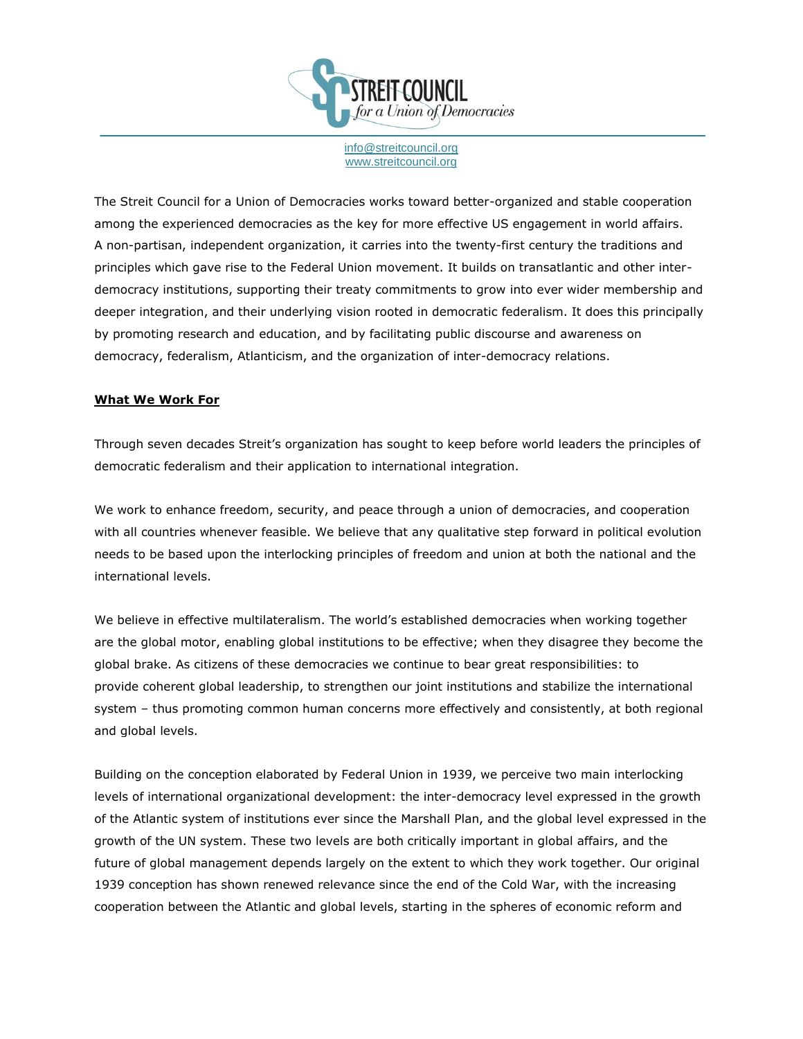# STREIT COUNCIL
*for a Union of Democracies*

info@streitcouncil.org
www.streitcouncil.org

The Streit Council for a Union of Democracies works toward better-organized and stable cooperation among the experienced democracies as the key for more effective US engagement in world affairs. A non-partisan, independent organization, it carries into the twenty-first century the traditions and principles which gave rise to the Federal Union movement. It builds on transatlantic and other inter-democracy institutions, supporting their treaty commitments to grow into ever wider membership and deeper integration, and their underlying vision rooted in democratic federalism. It does this principally by promoting research and education, and by facilitating public discourse and awareness on democracy, federalism, Atlanticism, and the organization of inter-democracy relations.

## What We Work For

Through seven decades Streit's organization has sought to keep before world leaders the principles of democratic federalism and their application to international integration.

We work to enhance freedom, security, and peace through a union of democracies, and cooperation with all countries whenever feasible. We believe that any qualitative step forward in political evolution needs to be based upon the interlocking principles of freedom and union at both the national and the international levels.

We believe in effective multilateralism. The world's established democracies when working together are the global motor, enabling global institutions to be effective; when they disagree they become the global brake. As citizens of these democracies we continue to bear great responsibilities: to provide coherent global leadership, to strengthen our joint institutions and stabilize the international system – thus promoting common human concerns more effectively and consistently, at both regional and global levels.

Building on the conception elaborated by Federal Union in 1939, we perceive two main interlocking levels of international organizational development: the inter-democracy level expressed in the growth of the Atlantic system of institutions ever since the Marshall Plan, and the global level expressed in the growth of the UN system. These two levels are both critically important in global affairs, and the future of global management depends largely on the extent to which they work together. Our original 1939 conception has shown renewed relevance since the end of the Cold War, with the increasing cooperation between the Atlantic and global levels, starting in the spheres of economic reform and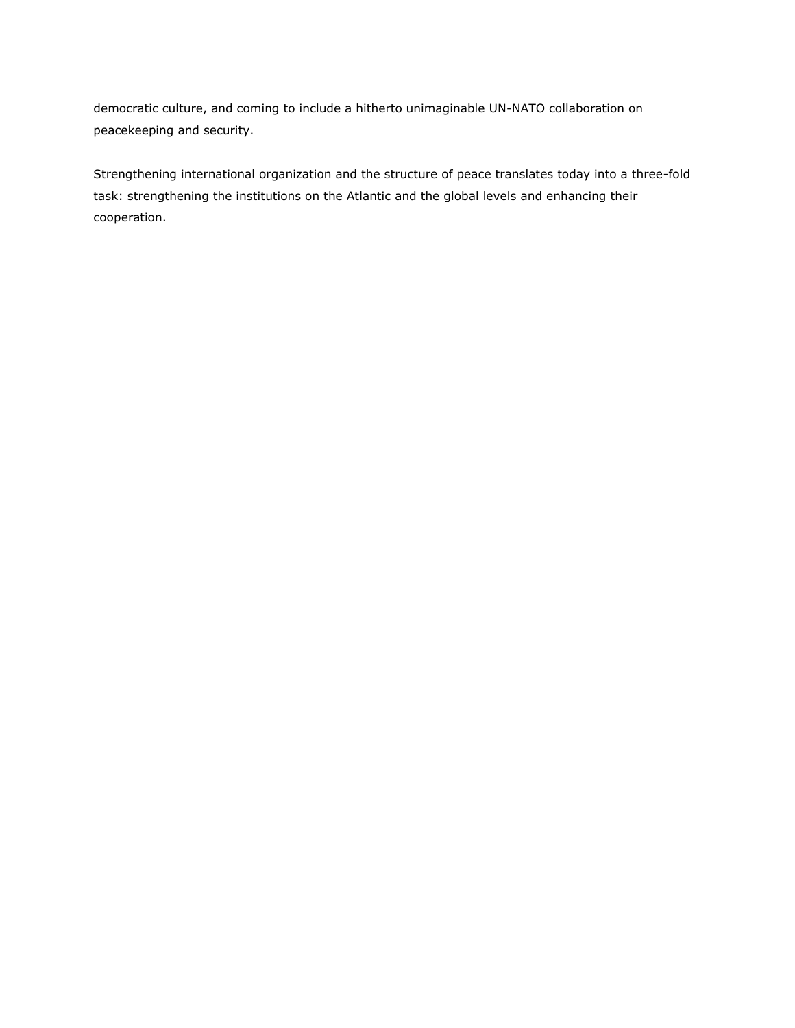democratic culture, and coming to include a hitherto unimaginable UN-NATO collaboration on peacekeeping and security.

Strengthening international organization and the structure of peace translates today into a three-fold task: strengthening the institutions on the Atlantic and the global levels and enhancing their cooperation.